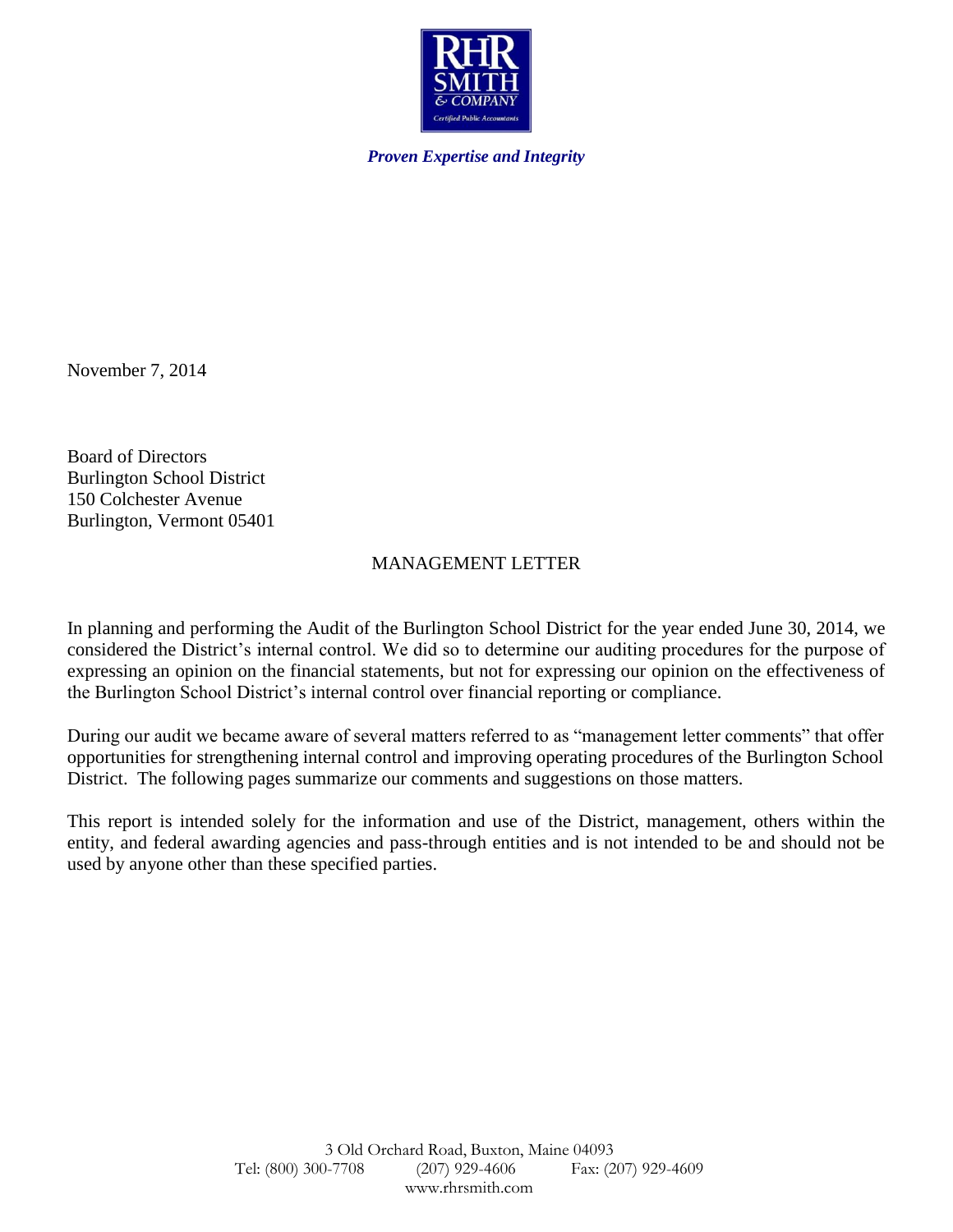RHR SMITH & COMPANY

Certified Public Accountants

*Proven Expertise and Integrity*

November 7, 2014

Board of Directors
Burlington School District
150 Colchester Avenue
Burlington, Vermont 05401

## MANAGEMENT LETTER

In planning and performing the Audit of the Burlington School District for the year ended June 30, 2014, we considered the District's internal control. We did so to determine our auditing procedures for the purpose of expressing an opinion on the financial statements, but not for expressing our opinion on the effectiveness of the Burlington School District's internal control over financial reporting or compliance.

During our audit we became aware of several matters referred to as "management letter comments" that offer opportunities for strengthening internal control and improving operating procedures of the Burlington School District. The following pages summarize our comments and suggestions on those matters.

This report is intended solely for the information and use of the District, management, others within the entity, and federal awarding agencies and pass-through entities and is not intended to be and should not be used by anyone other than these specified parties.

3 Old Orchard Road, Buxton, Maine 04093
Tel: (800) 300-7708 (207) 929-4606 Fax: (207) 929-4609
www.rhrsmith.com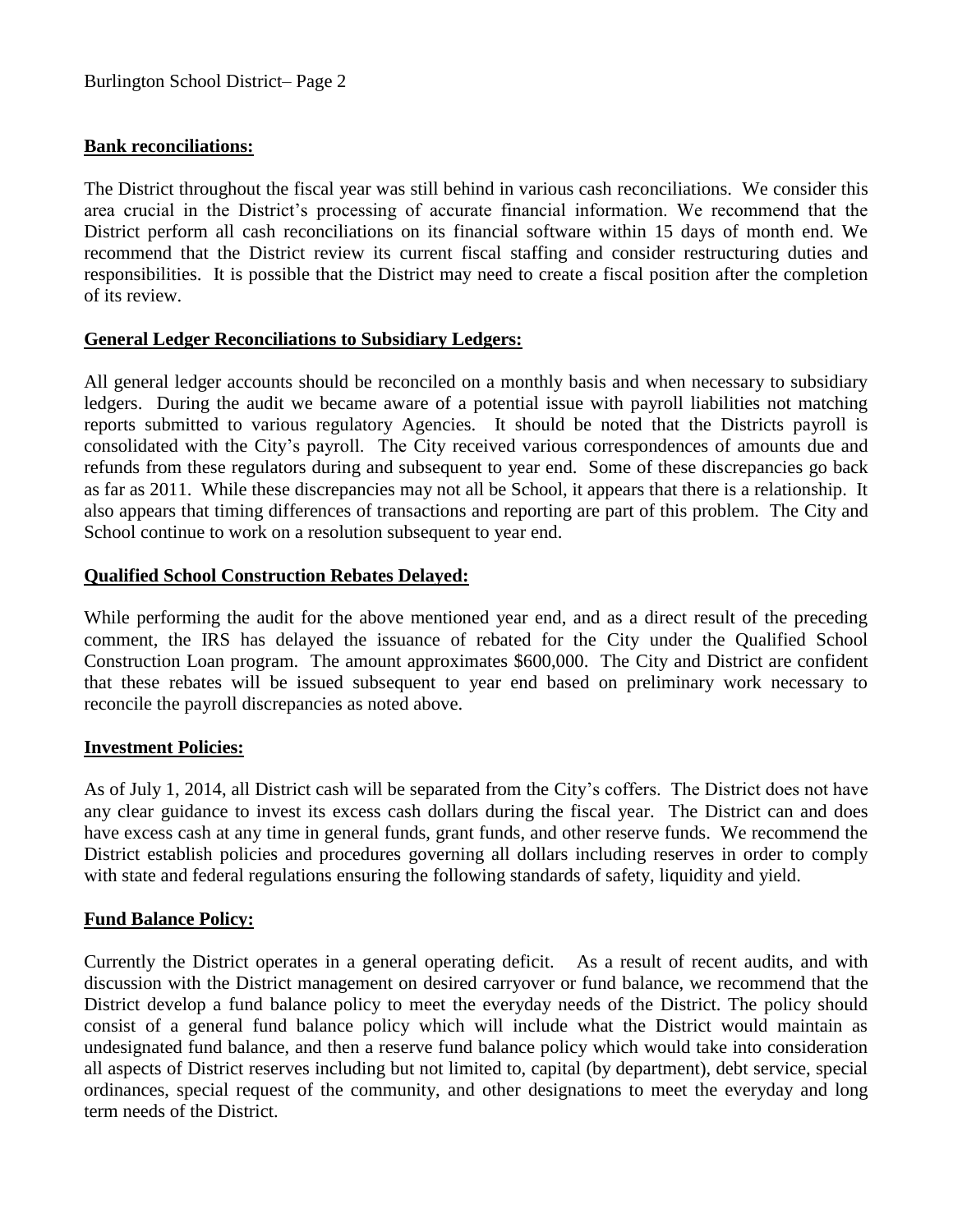**Bank reconciliations:**

The District throughout the fiscal year was still behind in various cash reconciliations. We consider this area crucial in the District's processing of accurate financial information. We recommend that the District perform all cash reconciliations on its financial software within 15 days of month end. We recommend that the District review its current fiscal staffing and consider restructuring duties and responsibilities. It is possible that the District may need to create a fiscal position after the completion of its review.

**General Ledger Reconciliations to Subsidiary Ledgers:**

All general ledger accounts should be reconciled on a monthly basis and when necessary to subsidiary ledgers. During the audit we became aware of a potential issue with payroll liabilities not matching reports submitted to various regulatory Agencies. It should be noted that the Districts payroll is consolidated with the City's payroll. The City received various correspondences of amounts due and refunds from these regulators during and subsequent to year end. Some of these discrepancies go back as far as 2011. While these discrepancies may not all be School, it appears that there is a relationship. It also appears that timing differences of transactions and reporting are part of this problem. The City and School continue to work on a resolution subsequent to year end.

**Qualified School Construction Rebates Delayed:**

While performing the audit for the above mentioned year end, and as a direct result of the preceding comment, the IRS has delayed the issuance of rebated for the City under the Qualified School Construction Loan program. The amount approximates $600,000. The City and District are confident that these rebates will be issued subsequent to year end based on preliminary work necessary to reconcile the payroll discrepancies as noted above.

**Investment Policies:**

As of July 1, 2014, all District cash will be separated from the City's coffers. The District does not have any clear guidance to invest its excess cash dollars during the fiscal year. The District can and does have excess cash at any time in general funds, grant funds, and other reserve funds. We recommend the District establish policies and procedures governing all dollars including reserves in order to comply with state and federal regulations ensuring the following standards of safety, liquidity and yield.

**Fund Balance Policy:**

Currently the District operates in a general operating deficit. As a result of recent audits, and with discussion with the District management on desired carryover or fund balance, we recommend that the District develop a fund balance policy to meet the everyday needs of the District. The policy should consist of a general fund balance policy which will include what the District would maintain as undesignated fund balance, and then a reserve fund balance policy which would take into consideration all aspects of District reserves including but not limited to, capital (by department), debt service, special ordinances, special request of the community, and other designations to meet the everyday and long term needs of the District.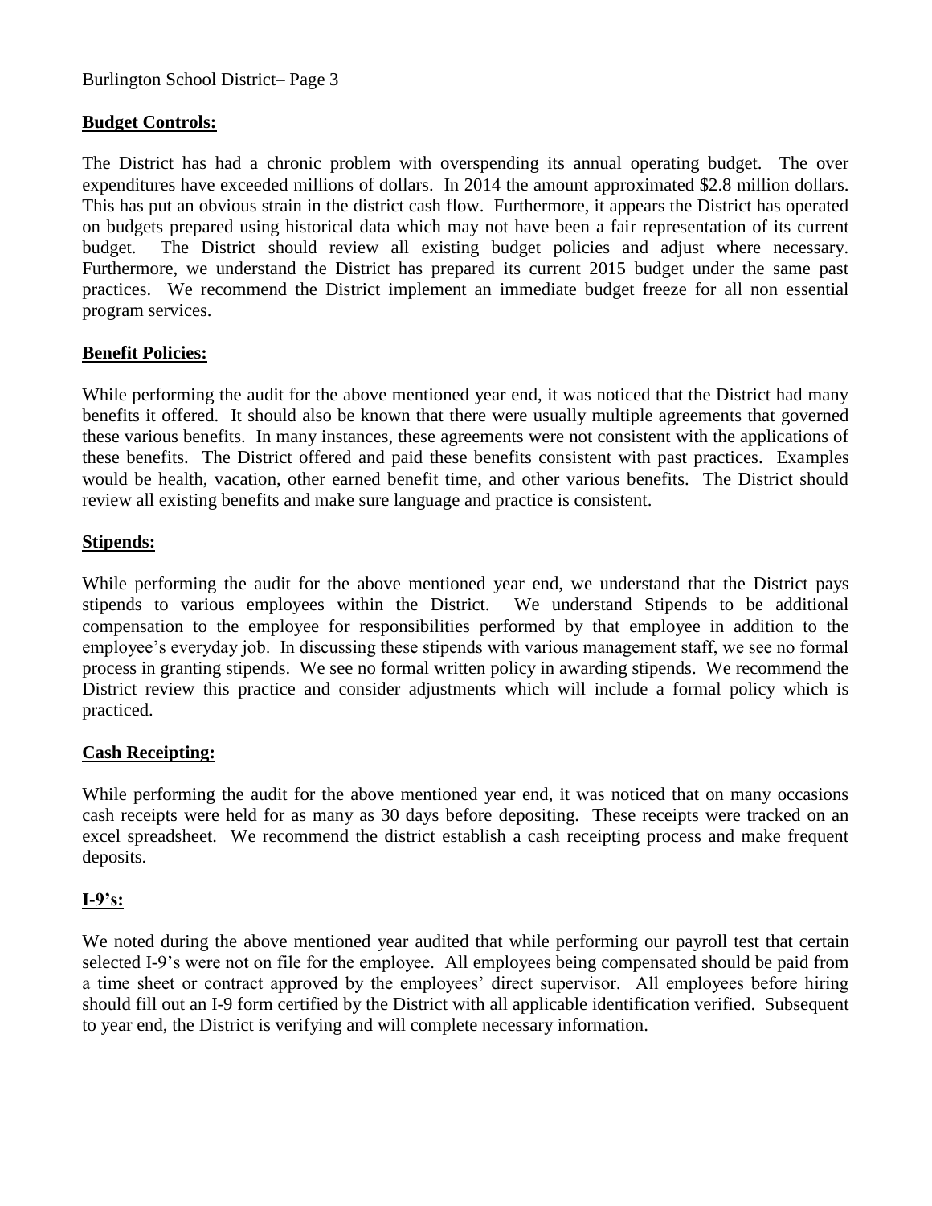**Budget Controls:**

The District has had a chronic problem with overspending its annual operating budget. The over expenditures have exceeded millions of dollars. In 2014 the amount approximated $2.8 million dollars. This has put an obvious strain in the district cash flow. Furthermore, it appears the District has operated on budgets prepared using historical data which may not have been a fair representation of its current budget. The District should review all existing budget policies and adjust where necessary. Furthermore, we understand the District has prepared its current 2015 budget under the same past practices. We recommend the District implement an immediate budget freeze for all non essential program services.

**Benefit Policies:**

While performing the audit for the above mentioned year end, it was noticed that the District had many benefits it offered. It should also be known that there were usually multiple agreements that governed these various benefits. In many instances, these agreements were not consistent with the applications of these benefits. The District offered and paid these benefits consistent with past practices. Examples would be health, vacation, other earned benefit time, and other various benefits. The District should review all existing benefits and make sure language and practice is consistent.

**Stipends:**

While performing the audit for the above mentioned year end, we understand that the District pays stipends to various employees within the District. We understand Stipends to be additional compensation to the employee for responsibilities performed by that employee in addition to the employee's everyday job. In discussing these stipends with various management staff, we see no formal process in granting stipends. We see no formal written policy in awarding stipends. We recommend the District review this practice and consider adjustments which will include a formal policy which is practiced.

**Cash Receipting:**

While performing the audit for the above mentioned year end, it was noticed that on many occasions cash receipts were held for as many as 30 days before depositing. These receipts were tracked on an excel spreadsheet. We recommend the district establish a cash receipting process and make frequent deposits.

**I-9's:**

We noted during the above mentioned year audited that while performing our payroll test that certain selected I-9's were not on file for the employee. All employees being compensated should be paid from a time sheet or contract approved by the employees' direct supervisor. All employees before hiring should fill out an I-9 form certified by the District with all applicable identification verified. Subsequent to year end, the District is verifying and will complete necessary information.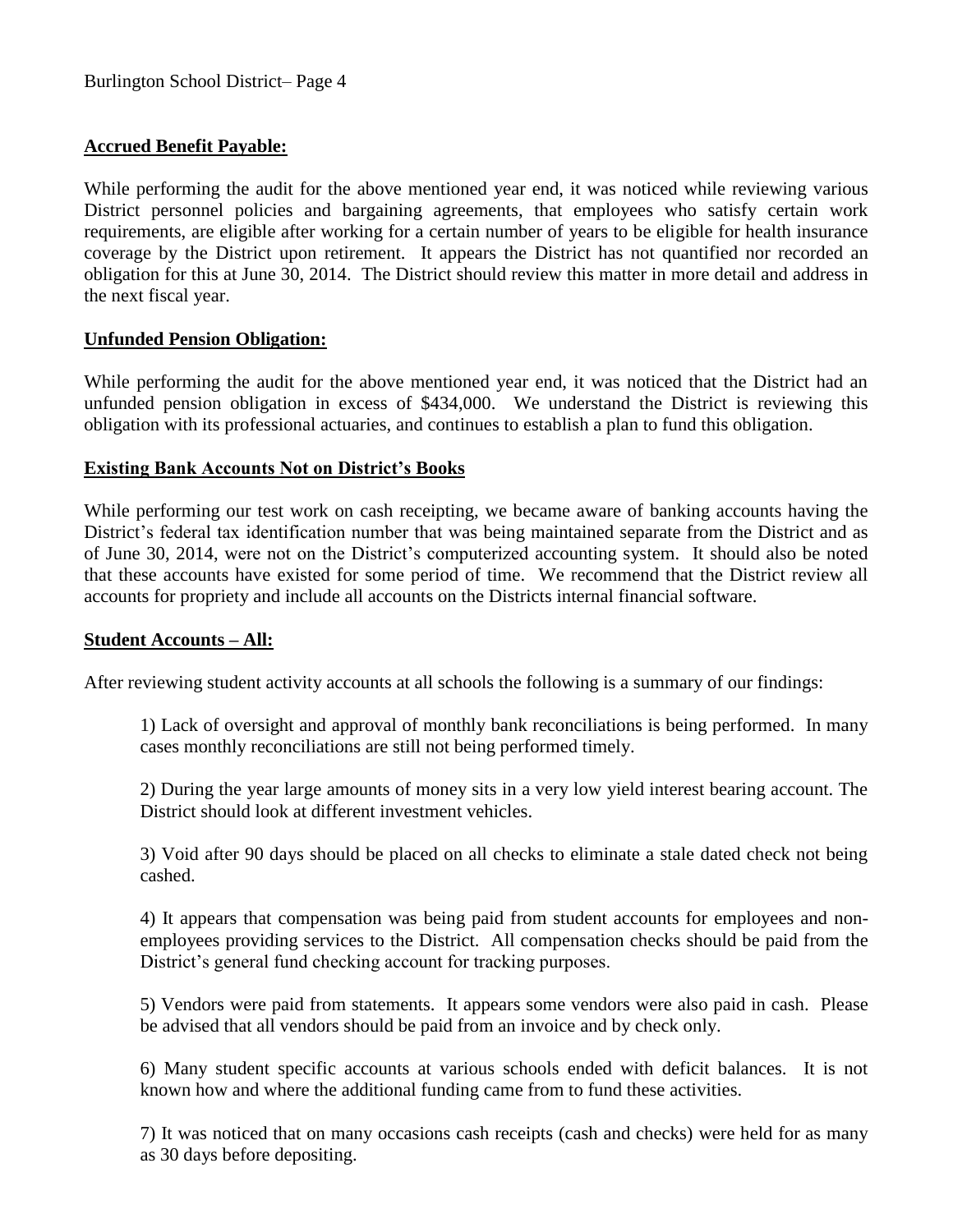**Accrued Benefit Payable:**

While performing the audit for the above mentioned year end, it was noticed while reviewing various District personnel policies and bargaining agreements, that employees who satisfy certain work requirements, are eligible after working for a certain number of years to be eligible for health insurance coverage by the District upon retirement. It appears the District has not quantified nor recorded an obligation for this at June 30, 2014. The District should review this matter in more detail and address in the next fiscal year.

**Unfunded Pension Obligation:**

While performing the audit for the above mentioned year end, it was noticed that the District had an unfunded pension obligation in excess of \$434,000. We understand the District is reviewing this obligation with its professional actuaries, and continues to establish a plan to fund this obligation.

**Existing Bank Accounts Not on District's Books**

While performing our test work on cash receipting, we became aware of banking accounts having the District's federal tax identification number that was being maintained separate from the District and as of June 30, 2014, were not on the District's computerized accounting system. It should also be noted that these accounts have existed for some period of time. We recommend that the District review all accounts for propriety and include all accounts on the Districts internal financial software.

**Student Accounts – All:**

After reviewing student activity accounts at all schools the following is a summary of our findings:

1) Lack of oversight and approval of monthly bank reconciliations is being performed. In many cases monthly reconciliations are still not being performed timely.

2) During the year large amounts of money sits in a very low yield interest bearing account. The District should look at different investment vehicles.

3) Void after 90 days should be placed on all checks to eliminate a stale dated check not being cashed.

4) It appears that compensation was being paid from student accounts for employees and non-employees providing services to the District. All compensation checks should be paid from the District's general fund checking account for tracking purposes.

5) Vendors were paid from statements. It appears some vendors were also paid in cash. Please be advised that all vendors should be paid from an invoice and by check only.

6) Many student specific accounts at various schools ended with deficit balances. It is not known how and where the additional funding came from to fund these activities.

7) It was noticed that on many occasions cash receipts (cash and checks) were held for as many as 30 days before depositing.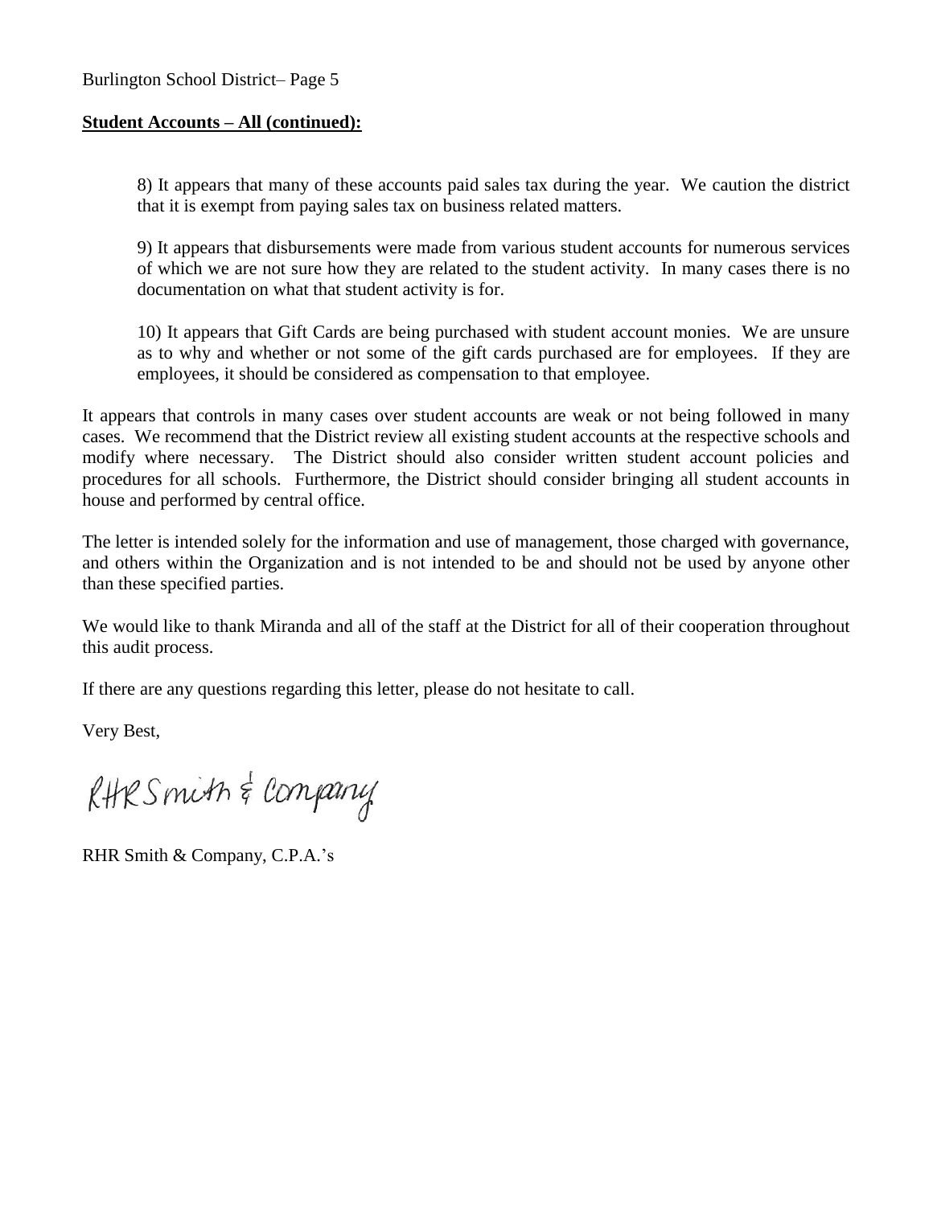**Student Accounts – All (continued):**

8) It appears that many of these accounts paid sales tax during the year. We caution the district that it is exempt from paying sales tax on business related matters.

9) It appears that disbursements were made from various student accounts for numerous services of which we are not sure how they are related to the student activity. In many cases there is no documentation on what that student activity is for.

10) It appears that Gift Cards are being purchased with student account monies. We are unsure as to why and whether or not some of the gift cards purchased are for employees. If they are employees, it should be considered as compensation to that employee.

It appears that controls in many cases over student accounts are weak or not being followed in many cases. We recommend that the District review all existing student accounts at the respective schools and modify where necessary. The District should also consider written student account policies and procedures for all schools. Furthermore, the District should consider bringing all student accounts in house and performed by central office.

The letter is intended solely for the information and use of management, those charged with governance, and others within the Organization and is not intended to be and should not be used by anyone other than these specified parties.

We would like to thank Miranda and all of the staff at the District for all of their cooperation throughout this audit process.

If there are any questions regarding this letter, please do not hesitate to call.

Very Best,

RHR Smith & Company

RHR Smith & Company, C.P.A.'s